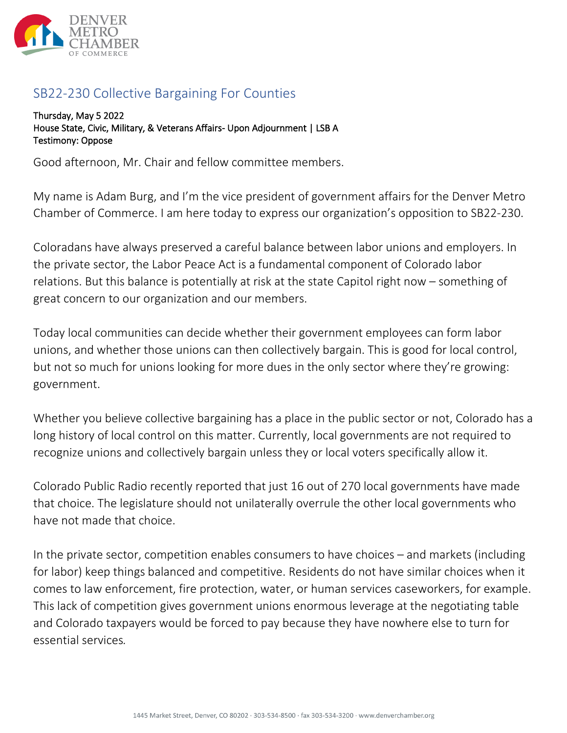DENVER METRO CHAMBER OF COMMERCE

## SB22-230 Collective Bargaining For Counties

Thursday, May 5 2022
House State, Civic, Military, & Veterans Affairs- Upon Adjournment | LSB A
Testimony: Oppose

Good afternoon, Mr. Chair and fellow committee members.

My name is Adam Burg, and I'm the vice president of government affairs for the Denver Metro Chamber of Commerce. I am here today to express our organization's opposition to SB22-230.

Coloradans have always preserved a careful balance between labor unions and employers. In the private sector, the Labor Peace Act is a fundamental component of Colorado labor relations. But this balance is potentially at risk at the state Capitol right now – something of great concern to our organization and our members.

Today local communities can decide whether their government employees can form labor unions, and whether those unions can then collectively bargain. This is good for local control, but not so much for unions looking for more dues in the only sector where they're growing: government.

Whether you believe collective bargaining has a place in the public sector or not, Colorado has a long history of local control on this matter. Currently, local governments are not required to recognize unions and collectively bargain unless they or local voters specifically allow it.

Colorado Public Radio recently reported that just 16 out of 270 local governments have made that choice. The legislature should not unilaterally overrule the other local governments who have not made that choice.

In the private sector, competition enables consumers to have choices – and markets (including for labor) keep things balanced and competitive. Residents do not have similar choices when it comes to law enforcement, fire protection, water, or human services caseworkers, for example. This lack of competition gives government unions enormous leverage at the negotiating table and Colorado taxpayers would be forced to pay because they have nowhere else to turn for essential services.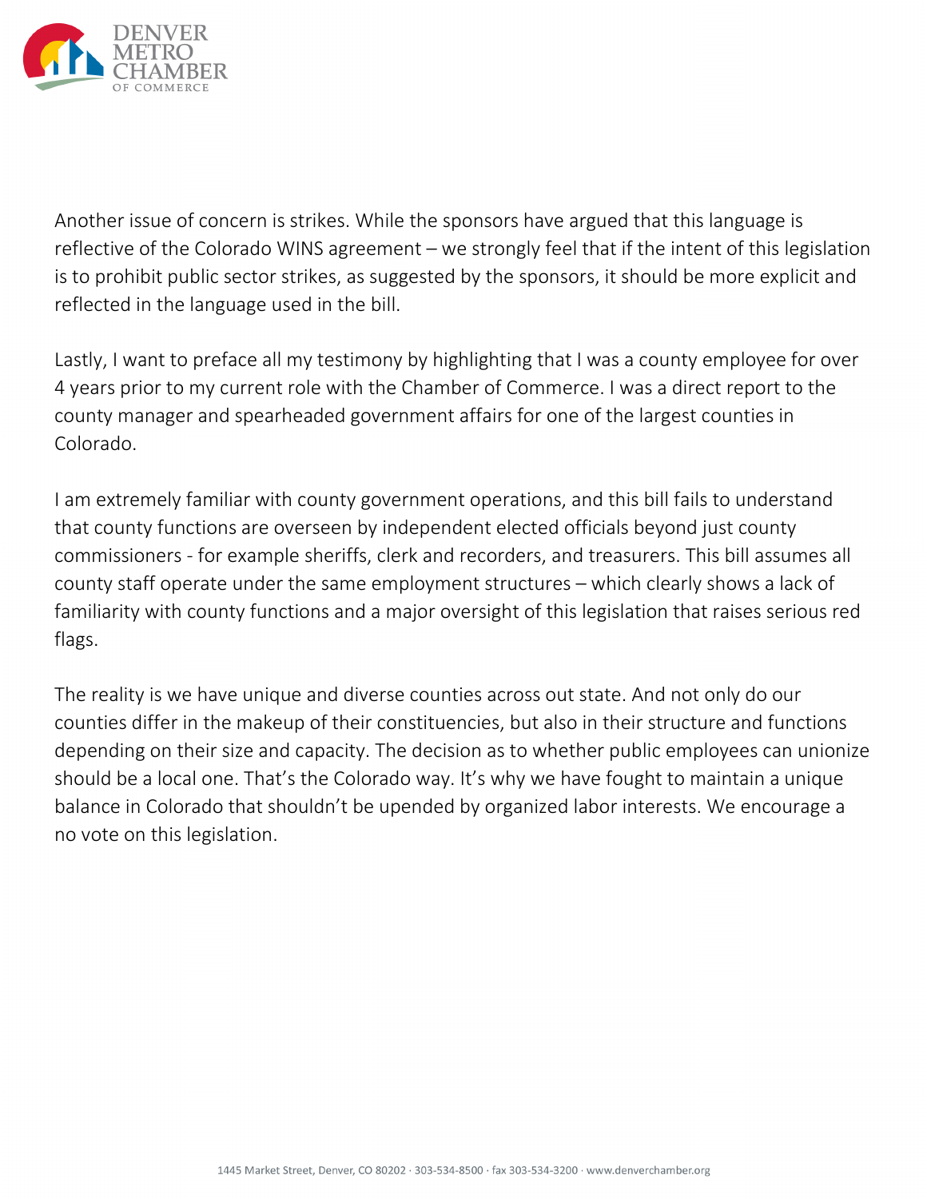Another issue of concern is strikes. While the sponsors have argued that this language is reflective of the Colorado WINS agreement – we strongly feel that if the intent of this legislation is to prohibit public sector strikes, as suggested by the sponsors, it should be more explicit and reflected in the language used in the bill.

Lastly, I want to preface all my testimony by highlighting that I was a county employee for over 4 years prior to my current role with the Chamber of Commerce. I was a direct report to the county manager and spearheaded government affairs for one of the largest counties in Colorado.

I am extremely familiar with county government operations, and this bill fails to understand that county functions are overseen by independent elected officials beyond just county commissioners - for example sheriffs, clerk and recorders, and treasurers. This bill assumes all county staff operate under the same employment structures – which clearly shows a lack of familiarity with county functions and a major oversight of this legislation that raises serious red flags.

The reality is we have unique and diverse counties across out state. And not only do our counties differ in the makeup of their constituencies, but also in their structure and functions depending on their size and capacity. The decision as to whether public employees can unionize should be a local one. That's the Colorado way. It's why we have fought to maintain a unique balance in Colorado that shouldn't be upended by organized labor interests. We encourage a no vote on this legislation.